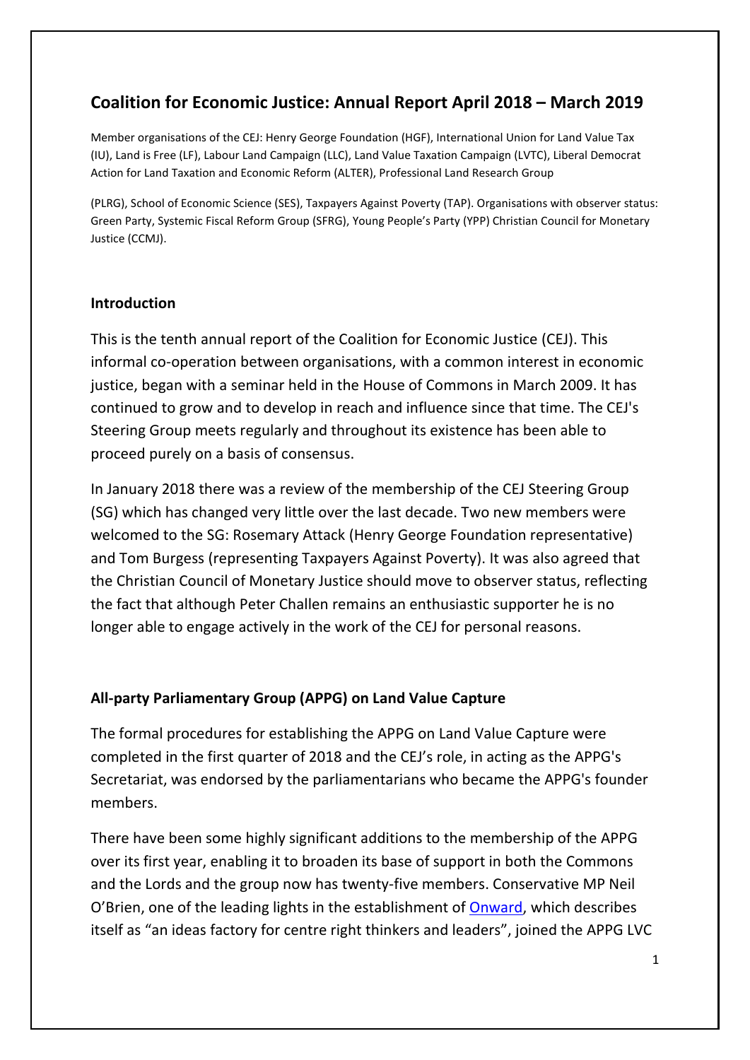# Coalition for Economic Justice: Annual Report April 2018 – March 2019

Member organisations of the CEJ: Henry George Foundation (HGF), International Union for Land Value Tax (IU), Land is Free (LF), Labour Land Campaign (LLC), Land Value Taxation Campaign (LVTC), Liberal Democrat Action for Land Taxation and Economic Reform (ALTER), Professional Land Research Group (PLRG), School of Economic Science (SES), Taxpayers Against Poverty (TAP). Organisations with observer status: Green Party, Systemic Fiscal Reform Group (SFRG), Young People's Party (YPP) Christian Council for Monetary Justice (CCMJ).

## Introduction

This is the tenth annual report of the Coalition for Economic Justice (CEJ). This informal co-operation between organisations, with a common interest in economic justice, began with a seminar held in the House of Commons in March 2009. It has continued to grow and to develop in reach and influence since that time. The CEJ's Steering Group meets regularly and throughout its existence has been able to proceed purely on a basis of consensus.

In January 2018 there was a review of the membership of the CEJ Steering Group (SG) which has changed very little over the last decade. Two new members were welcomed to the SG: Rosemary Attack (Henry George Foundation representative) and Tom Burgess (representing Taxpayers Against Poverty). It was also agreed that the Christian Council of Monetary Justice should move to observer status, reflecting the fact that although Peter Challen remains an enthusiastic supporter he is no longer able to engage actively in the work of the CEJ for personal reasons.

## All-party Parliamentary Group (APPG) on Land Value Capture

The formal procedures for establishing the APPG on Land Value Capture were completed in the first quarter of 2018 and the CEJ's role, in acting as the APPG's Secretariat, was endorsed by the parliamentarians who became the APPG's founder members.

There have been some highly significant additions to the membership of the APPG over its first year, enabling it to broaden its base of support in both the Commons and the Lords and the group now has twenty-five members. Conservative MP Neil O'Brien, one of the leading lights in the establishment of Onward, which describes itself as "an ideas factory for centre right thinkers and leaders", joined the APPG LVC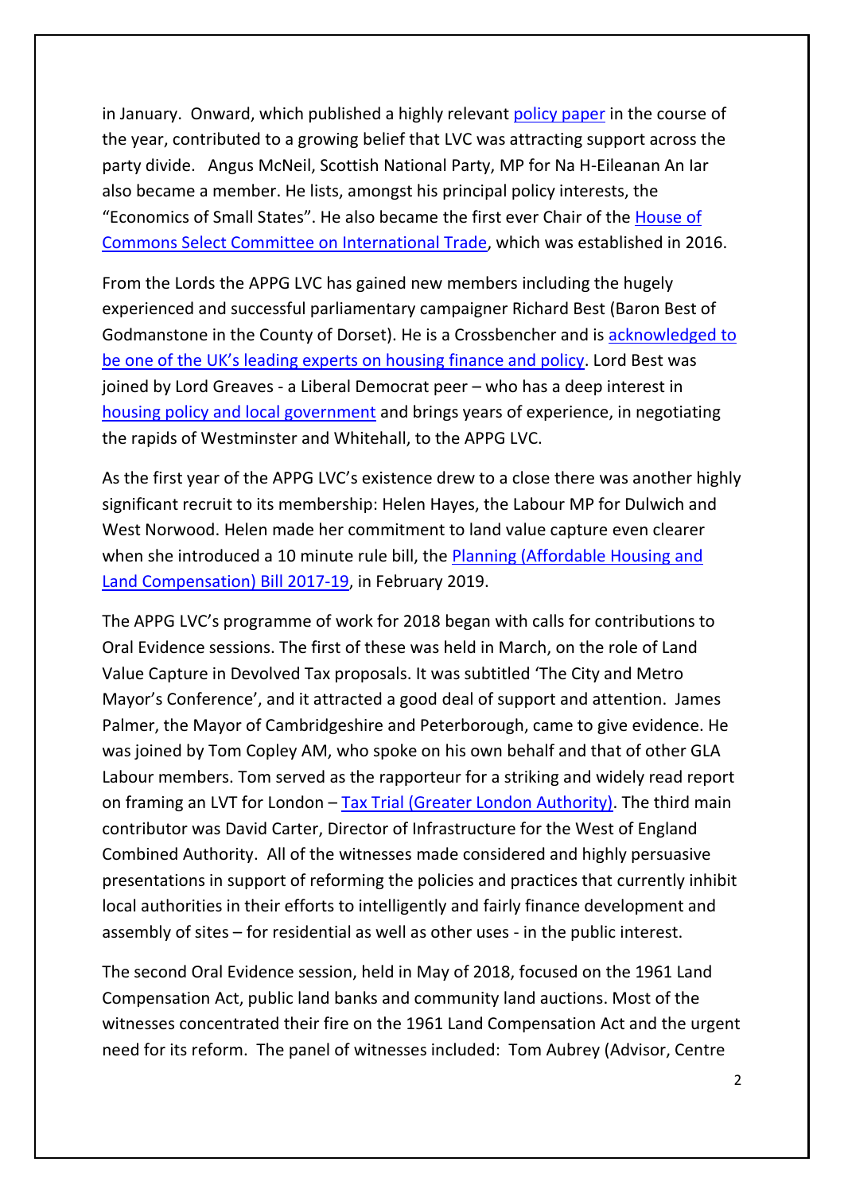in January. Onward, which published a highly relevant policy paper in the course of the year, contributed to a growing belief that LVC was attracting support across the party divide. Angus McNeil, Scottish National Party, MP for Na H-Eileanan An Iar also became a member. He lists, amongst his principal policy interests, the "Economics of Small States". He also became the first ever Chair of the House of Commons Select Committee on International Trade, which was established in 2016.

From the Lords the APPG LVC has gained new members including the hugely experienced and successful parliamentary campaigner Richard Best (Baron Best of Godmanstone in the County of Dorset). He is a Crossbencher and is acknowledged to be one of the UK's leading experts on housing finance and policy. Lord Best was joined by Lord Greaves - a Liberal Democrat peer – who has a deep interest in housing policy and local government and brings years of experience, in negotiating the rapids of Westminster and Whitehall, to the APPG LVC.

As the first year of the APPG LVC's existence drew to a close there was another highly significant recruit to its membership: Helen Hayes, the Labour MP for Dulwich and West Norwood. Helen made her commitment to land value capture even clearer when she introduced a 10 minute rule bill, the Planning (Affordable Housing and Land Compensation) Bill 2017-19, in February 2019.

The APPG LVC's programme of work for 2018 began with calls for contributions to Oral Evidence sessions. The first of these was held in March, on the role of Land Value Capture in Devolved Tax proposals. It was subtitled 'The City and Metro Mayor's Conference', and it attracted a good deal of support and attention. James Palmer, the Mayor of Cambridgeshire and Peterborough, came to give evidence. He was joined by Tom Copley AM, who spoke on his own behalf and that of other GLA Labour members. Tom served as the rapporteur for a striking and widely read report on framing an LVT for London – Tax Trial (Greater London Authority). The third main contributor was David Carter, Director of Infrastructure for the West of England Combined Authority. All of the witnesses made considered and highly persuasive presentations in support of reforming the policies and practices that currently inhibit local authorities in their efforts to intelligently and fairly finance development and assembly of sites – for residential as well as other uses - in the public interest.

The second Oral Evidence session, held in May of 2018, focused on the 1961 Land Compensation Act, public land banks and community land auctions. Most of the witnesses concentrated their fire on the 1961 Land Compensation Act and the urgent need for its reform. The panel of witnesses included: Tom Aubrey (Advisor, Centre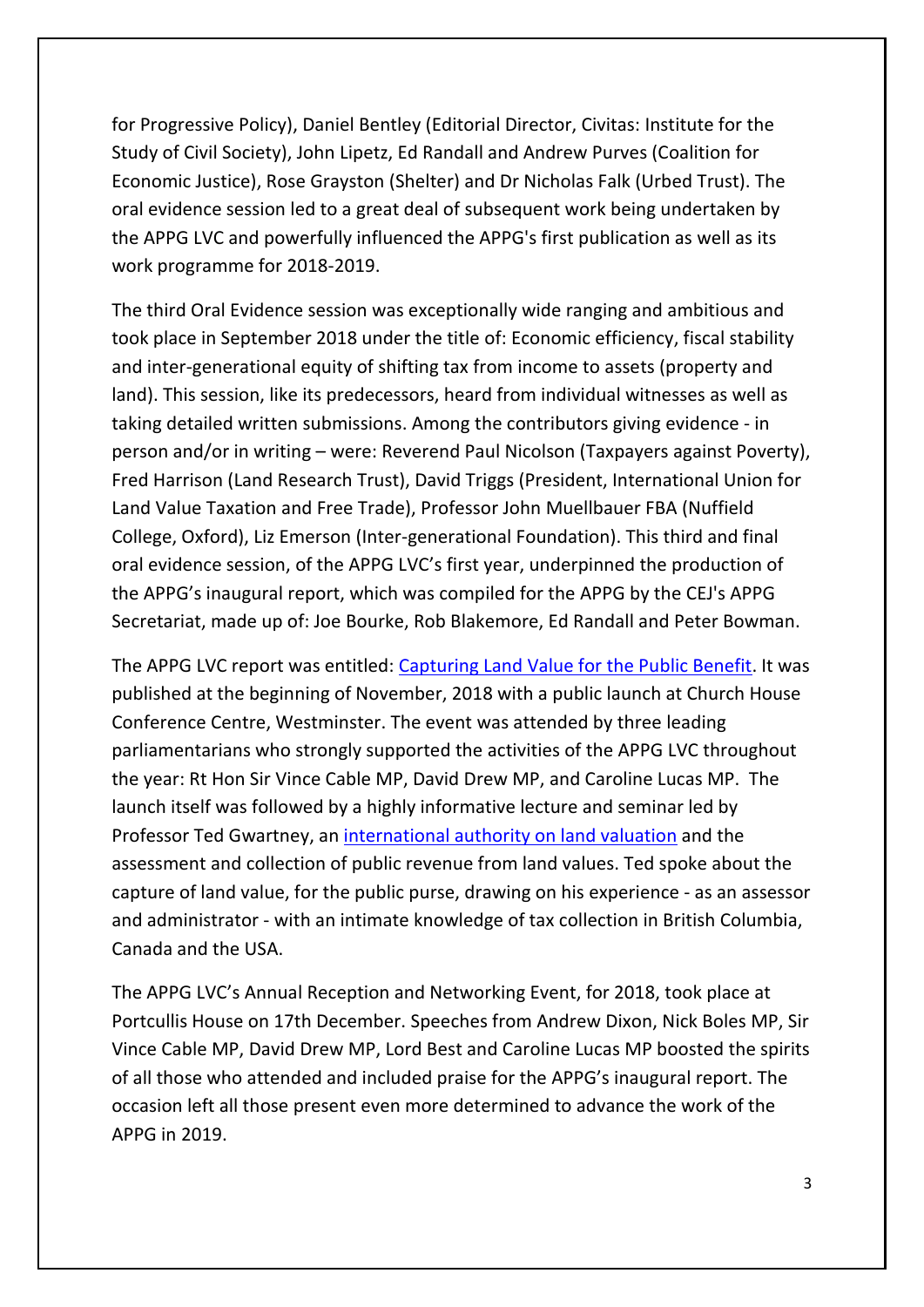for Progressive Policy), Daniel Bentley (Editorial Director, Civitas: Institute for the Study of Civil Society), John Lipetz, Ed Randall and Andrew Purves (Coalition for Economic Justice), Rose Grayston (Shelter) and Dr Nicholas Falk (Urbed Trust). The oral evidence session led to a great deal of subsequent work being undertaken by the APPG LVC and powerfully influenced the APPG's first publication as well as its work programme for 2018-2019.

The third Oral Evidence session was exceptionally wide ranging and ambitious and took place in September 2018 under the title of: Economic efficiency, fiscal stability and inter-generational equity of shifting tax from income to assets (property and land). This session, like its predecessors, heard from individual witnesses as well as taking detailed written submissions. Among the contributors giving evidence - in person and/or in writing – were: Reverend Paul Nicolson (Taxpayers against Poverty), Fred Harrison (Land Research Trust), David Triggs (President, International Union for Land Value Taxation and Free Trade), Professor John Muellbauer FBA (Nuffield College, Oxford), Liz Emerson (Inter-generational Foundation). This third and final oral evidence session, of the APPG LVC's first year, underpinned the production of the APPG's inaugural report, which was compiled for the APPG by the CEJ's APPG Secretariat, made up of: Joe Bourke, Rob Blakemore, Ed Randall and Peter Bowman.

The APPG LVC report was entitled: Capturing Land Value for the Public Benefit. It was published at the beginning of November, 2018 with a public launch at Church House Conference Centre, Westminster. The event was attended by three leading parliamentarians who strongly supported the activities of the APPG LVC throughout the year: Rt Hon Sir Vince Cable MP, David Drew MP, and Caroline Lucas MP. The launch itself was followed by a highly informative lecture and seminar led by Professor Ted Gwartney, an international authority on land valuation and the assessment and collection of public revenue from land values. Ted spoke about the capture of land value, for the public purse, drawing on his experience - as an assessor and administrator - with an intimate knowledge of tax collection in British Columbia, Canada and the USA.

The APPG LVC's Annual Reception and Networking Event, for 2018, took place at Portcullis House on 17th December. Speeches from Andrew Dixon, Nick Boles MP, Sir Vince Cable MP, David Drew MP, Lord Best and Caroline Lucas MP boosted the spirits of all those who attended and included praise for the APPG's inaugural report. The occasion left all those present even more determined to advance the work of the APPG in 2019.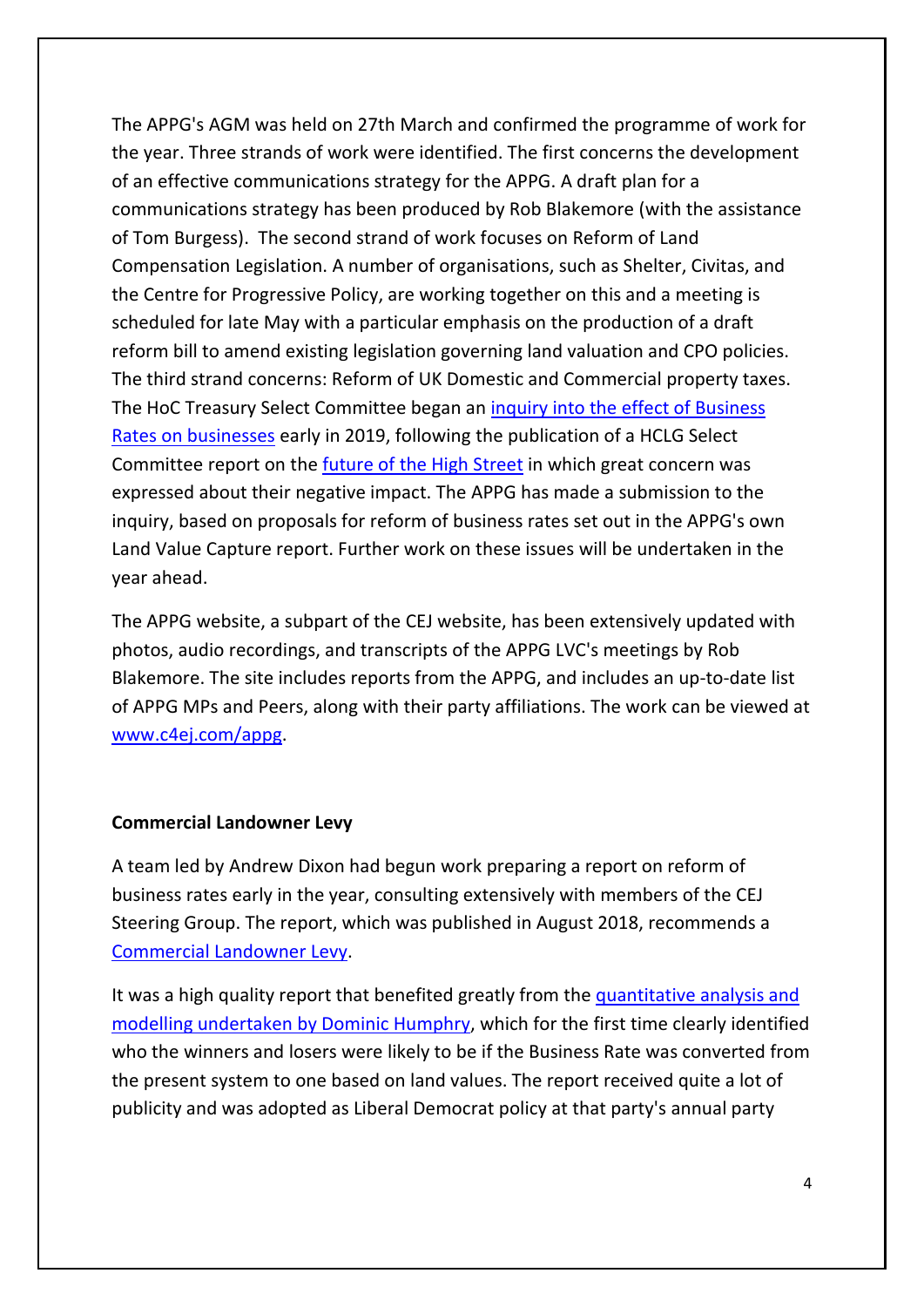The APPG's AGM was held on 27th March and confirmed the programme of work for the year. Three strands of work were identified. The first concerns the development of an effective communications strategy for the APPG. A draft plan for a communications strategy has been produced by Rob Blakemore (with the assistance of Tom Burgess). The second strand of work focuses on Reform of Land Compensation Legislation. A number of organisations, such as Shelter, Civitas, and the Centre for Progressive Policy, are working together on this and a meeting is scheduled for late May with a particular emphasis on the production of a draft reform bill to amend existing legislation governing land valuation and CPO policies. The third strand concerns: Reform of UK Domestic and Commercial property taxes. The HoC Treasury Select Committee began an inquiry into the effect of Business Rates on businesses early in 2019, following the publication of a HCLG Select Committee report on the future of the High Street in which great concern was expressed about their negative impact. The APPG has made a submission to the inquiry, based on proposals for reform of business rates set out in the APPG's own Land Value Capture report. Further work on these issues will be undertaken in the year ahead.

The APPG website, a subpart of the CEJ website, has been extensively updated with photos, audio recordings, and transcripts of the APPG LVC's meetings by Rob Blakemore. The site includes reports from the APPG, and includes an up-to-date list of APPG MPs and Peers, along with their party affiliations. The work can be viewed at www.c4ej.com/appg.

**Commercial Landowner Levy**

A team led by Andrew Dixon had begun work preparing a report on reform of business rates early in the year, consulting extensively with members of the CEJ Steering Group. The report, which was published in August 2018, recommends a Commercial Landowner Levy.

It was a high quality report that benefited greatly from the quantitative analysis and modelling undertaken by Dominic Humphry, which for the first time clearly identified who the winners and losers were likely to be if the Business Rate was converted from the present system to one based on land values. The report received quite a lot of publicity and was adopted as Liberal Democrat policy at that party's annual party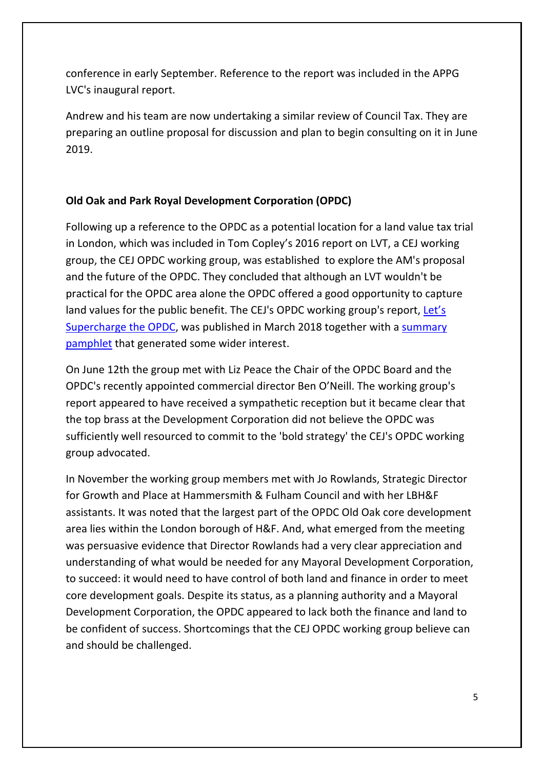conference in early September. Reference to the report was included in the APPG LVC's inaugural report.

Andrew and his team are now undertaking a similar review of Council Tax. They are preparing an outline proposal for discussion and plan to begin consulting on it in June 2019.

**Old Oak and Park Royal Development Corporation (OPDC)**

Following up a reference to the OPDC as a potential location for a land value tax trial in London, which was included in Tom Copley's 2016 report on LVT, a CEJ working group, the CEJ OPDC working group, was established to explore the AM's proposal and the future of the OPDC. They concluded that although an LVT wouldn't be practical for the OPDC area alone the OPDC offered a good opportunity to capture land values for the public benefit. The CEJ's OPDC working group's report, Let's Supercharge the OPDC, was published in March 2018 together with a summary pamphlet that generated some wider interest.

On June 12th the group met with Liz Peace the Chair of the OPDC Board and the OPDC's recently appointed commercial director Ben O'Neill. The working group's report appeared to have received a sympathetic reception but it became clear that the top brass at the Development Corporation did not believe the OPDC was sufficiently well resourced to commit to the 'bold strategy' the CEJ's OPDC working group advocated.

In November the working group members met with Jo Rowlands, Strategic Director for Growth and Place at Hammersmith & Fulham Council and with her LBH&F assistants. It was noted that the largest part of the OPDC Old Oak core development area lies within the London borough of H&F. And, what emerged from the meeting was persuasive evidence that Director Rowlands had a very clear appreciation and understanding of what would be needed for any Mayoral Development Corporation, to succeed: it would need to have control of both land and finance in order to meet core development goals. Despite its status, as a planning authority and a Mayoral Development Corporation, the OPDC appeared to lack both the finance and land to be confident of success. Shortcomings that the CEJ OPDC working group believe can and should be challenged.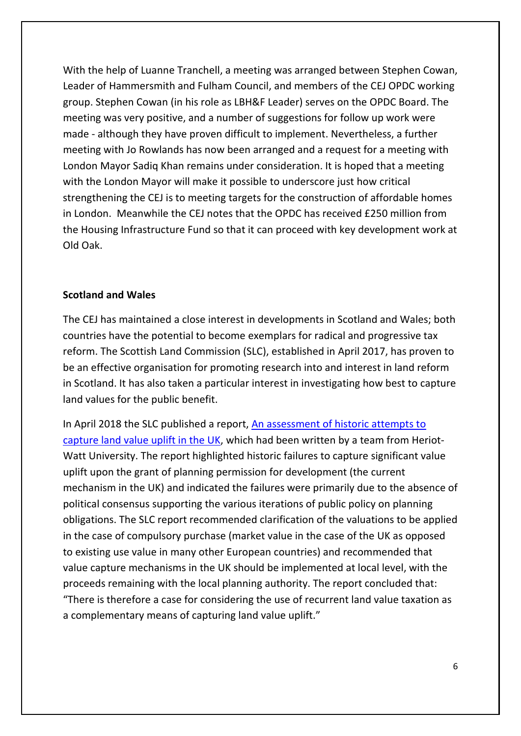With the help of Luanne Tranchell, a meeting was arranged between Stephen Cowan, Leader of Hammersmith and Fulham Council, and members of the CEJ OPDC working group. Stephen Cowan (in his role as LBH&F Leader) serves on the OPDC Board. The meeting was very positive, and a number of suggestions for follow up work were made - although they have proven difficult to implement. Nevertheless, a further meeting with Jo Rowlands has now been arranged and a request for a meeting with London Mayor Sadiq Khan remains under consideration. It is hoped that a meeting with the London Mayor will make it possible to underscore just how critical strengthening the CEJ is to meeting targets for the construction of affordable homes in London. Meanwhile the CEJ notes that the OPDC has received £250 million from the Housing Infrastructure Fund so that it can proceed with key development work at Old Oak.

**Scotland and Wales**

The CEJ has maintained a close interest in developments in Scotland and Wales; both countries have the potential to become exemplars for radical and progressive tax reform. The Scottish Land Commission (SLC), established in April 2017, has proven to be an effective organisation for promoting research into and interest in land reform in Scotland. It has also taken a particular interest in investigating how best to capture land values for the public benefit.

In April 2018 the SLC published a report, An assessment of historic attempts to capture land value uplift in the UK, which had been written by a team from Heriot-Watt University. The report highlighted historic failures to capture significant value uplift upon the grant of planning permission for development (the current mechanism in the UK) and indicated the failures were primarily due to the absence of political consensus supporting the various iterations of public policy on planning obligations. The SLC report recommended clarification of the valuations to be applied in the case of compulsory purchase (market value in the case of the UK as opposed to existing use value in many other European countries) and recommended that value capture mechanisms in the UK should be implemented at local level, with the proceeds remaining with the local planning authority. The report concluded that: "There is therefore a case for considering the use of recurrent land value taxation as a complementary means of capturing land value uplift."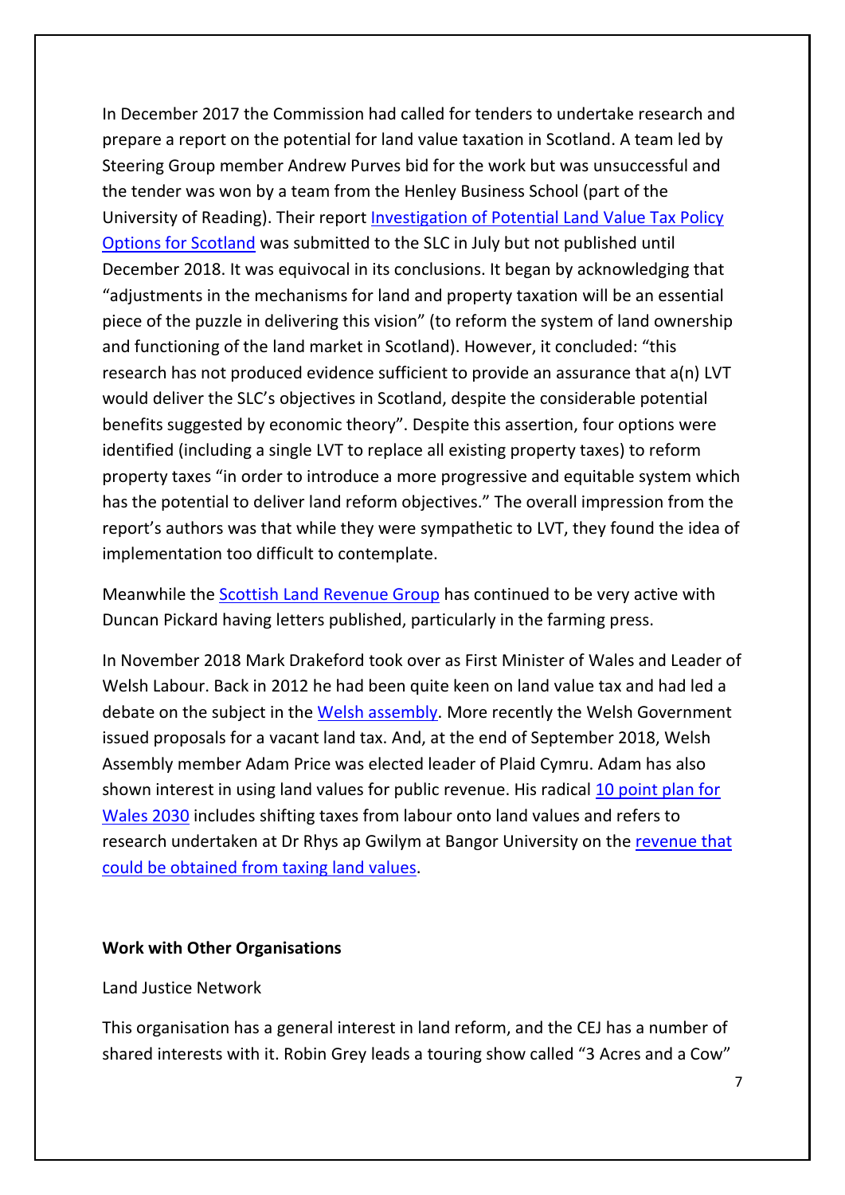In December 2017 the Commission had called for tenders to undertake research and prepare a report on the potential for land value taxation in Scotland. A team led by Steering Group member Andrew Purves bid for the work but was unsuccessful and the tender was won by a team from the Henley Business School (part of the University of Reading). Their report Investigation of Potential Land Value Tax Policy Options for Scotland was submitted to the SLC in July but not published until December 2018. It was equivocal in its conclusions. It began by acknowledging that "adjustments in the mechanisms for land and property taxation will be an essential piece of the puzzle in delivering this vision" (to reform the system of land ownership and functioning of the land market in Scotland). However, it concluded: "this research has not produced evidence sufficient to provide an assurance that a(n) LVT would deliver the SLC's objectives in Scotland, despite the considerable potential benefits suggested by economic theory". Despite this assertion, four options were identified (including a single LVT to replace all existing property taxes) to reform property taxes "in order to introduce a more progressive and equitable system which has the potential to deliver land reform objectives." The overall impression from the report's authors was that while they were sympathetic to LVT, they found the idea of implementation too difficult to contemplate.

Meanwhile the Scottish Land Revenue Group has continued to be very active with Duncan Pickard having letters published, particularly in the farming press.

In November 2018 Mark Drakeford took over as First Minister of Wales and Leader of Welsh Labour. Back in 2012 he had been quite keen on land value tax and had led a debate on the subject in the Welsh assembly. More recently the Welsh Government issued proposals for a vacant land tax. And, at the end of September 2018, Welsh Assembly member Adam Price was elected leader of Plaid Cymru. Adam has also shown interest in using land values for public revenue. His radical 10 point plan for Wales 2030 includes shifting taxes from labour onto land values and refers to research undertaken at Dr Rhys ap Gwilym at Bangor University on the revenue that could be obtained from taxing land values.

**Work with Other Organisations**

Land Justice Network

This organisation has a general interest in land reform, and the CEJ has a number of shared interests with it. Robin Grey leads a touring show called "3 Acres and a Cow"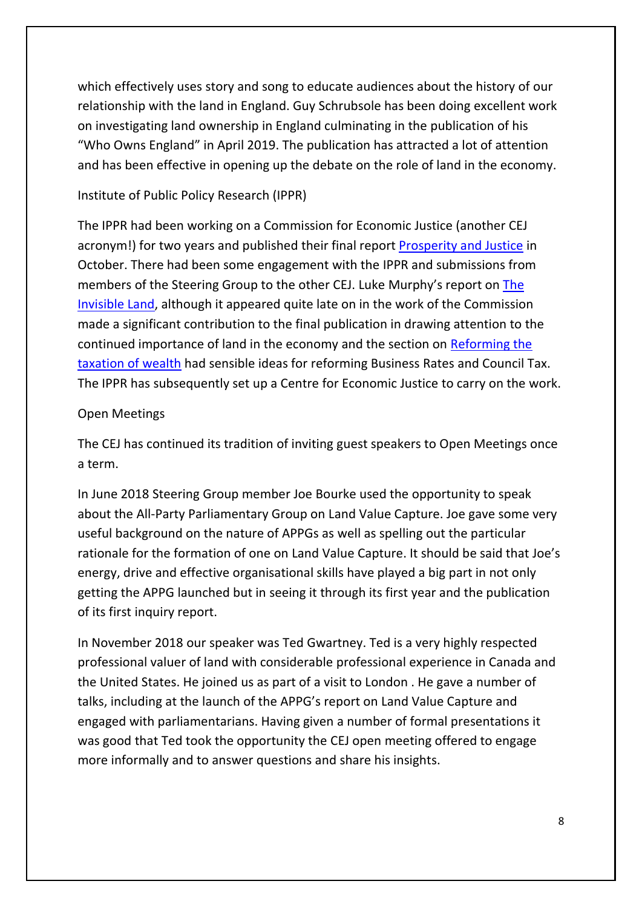which effectively uses story and song to educate audiences about the history of our relationship with the land in England. Guy Schrubsole has been doing excellent work on investigating land ownership in England culminating in the publication of his "Who Owns England" in April 2019. The publication has attracted a lot of attention and has been effective in opening up the debate on the role of land in the economy.

### Institute of Public Policy Research (IPPR)

The IPPR had been working on a Commission for Economic Justice (another CEJ acronym!) for two years and published their final report Prosperity and Justice in October. There had been some engagement with the IPPR and submissions from members of the Steering Group to the other CEJ. Luke Murphy's report on The Invisible Land, although it appeared quite late on in the work of the Commission made a significant contribution to the final publication in drawing attention to the continued importance of land in the economy and the section on Reforming the taxation of wealth had sensible ideas for reforming Business Rates and Council Tax. The IPPR has subsequently set up a Centre for Economic Justice to carry on the work.

### Open Meetings

The CEJ has continued its tradition of inviting guest speakers to Open Meetings once a term.

In June 2018 Steering Group member Joe Bourke used the opportunity to speak about the All-Party Parliamentary Group on Land Value Capture. Joe gave some very useful background on the nature of APPGs as well as spelling out the particular rationale for the formation of one on Land Value Capture. It should be said that Joe's energy, drive and effective organisational skills have played a big part in not only getting the APPG launched but in seeing it through its first year and the publication of its first inquiry report.

In November 2018 our speaker was Ted Gwartney. Ted is a very highly respected professional valuer of land with considerable professional experience in Canada and the United States. He joined us as part of a visit to London . He gave a number of talks, including at the launch of the APPG's report on Land Value Capture and engaged with parliamentarians. Having given a number of formal presentations it was good that Ted took the opportunity the CEJ open meeting offered to engage more informally and to answer questions and share his insights.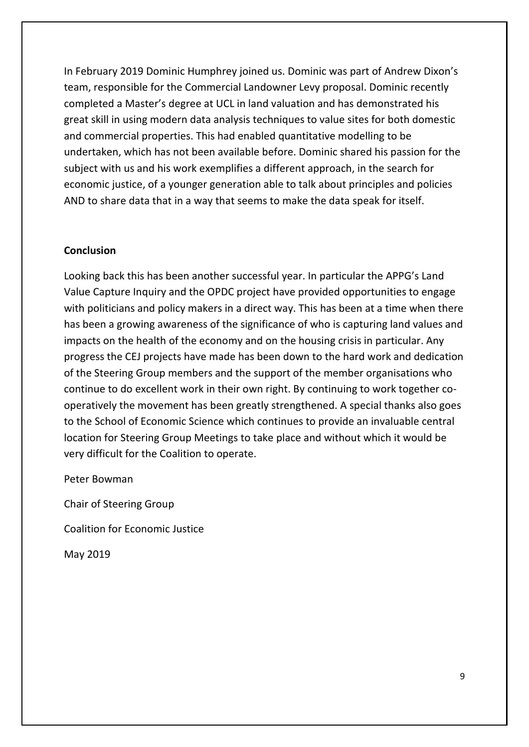In February 2019 Dominic Humphrey joined us. Dominic was part of Andrew Dixon's team, responsible for the Commercial Landowner Levy proposal. Dominic recently completed a Master's degree at UCL in land valuation and has demonstrated his great skill in using modern data analysis techniques to value sites for both domestic and commercial properties. This had enabled quantitative modelling to be undertaken, which has not been available before. Dominic shared his passion for the subject with us and his work exemplifies a different approach, in the search for economic justice, of a younger generation able to talk about principles and policies AND to share data that in a way that seems to make the data speak for itself.

**Conclusion**

Looking back this has been another successful year. In particular the APPG's Land Value Capture Inquiry and the OPDC project have provided opportunities to engage with politicians and policy makers in a direct way. This has been at a time when there has been a growing awareness of the significance of who is capturing land values and impacts on the health of the economy and on the housing crisis in particular. Any progress the CEJ projects have made has been down to the hard work and dedication of the Steering Group members and the support of the member organisations who continue to do excellent work in their own right. By continuing to work together co-operatively the movement has been greatly strengthened. A special thanks also goes to the School of Economic Science which continues to provide an invaluable central location for Steering Group Meetings to take place and without which it would be very difficult for the Coalition to operate.

Peter Bowman

Chair of Steering Group

Coalition for Economic Justice

May 2019